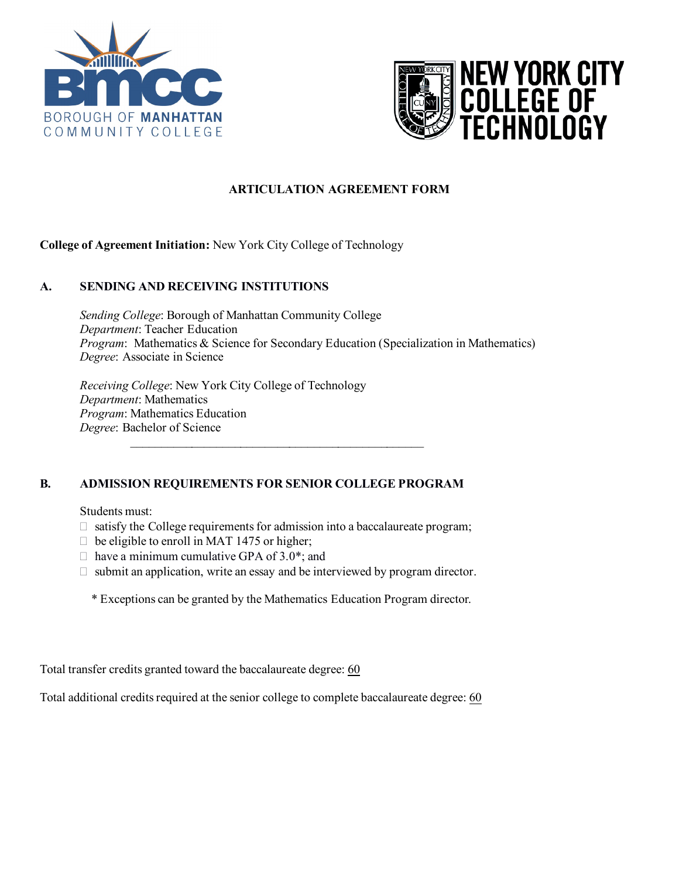BMCC
BOROUGH OF MANHATTAN
COMMUNITY COLLEGE

NEW YORK CITY COLLEGE OF TECHNOLOGY

# ARTICULATION AGREEMENT FORM

**College of Agreement Initiation:** New York City College of Technology

## A. SENDING AND RECEIVING INSTITUTIONS

*Sending College*: Borough of Manhattan Community College
*Department*: Teacher Education
*Program*: Mathematics & Science for Secondary Education (Specialization in Mathematics)
*Degree*: Associate in Science

*Receiving College*: New York City College of Technology
*Department*: Mathematics
*Program*: Mathematics Education
*Degree*: Bachelor of Science

## B. ADMISSION REQUIREMENTS FOR SENIOR COLLEGE PROGRAM

Students must:

- satisfy the College requirements for admission into a baccalaureate program;
- be eligible to enroll in MAT 1475 or higher;
- have a minimum cumulative GPA of 3.0*; and
- submit an application, write an essay and be interviewed by program director.

\* Exceptions can be granted by the Mathematics Education Program director.

Total transfer credits granted toward the baccalaureate degree: 60

Total additional credits required at the senior college to complete baccalaureate degree: 60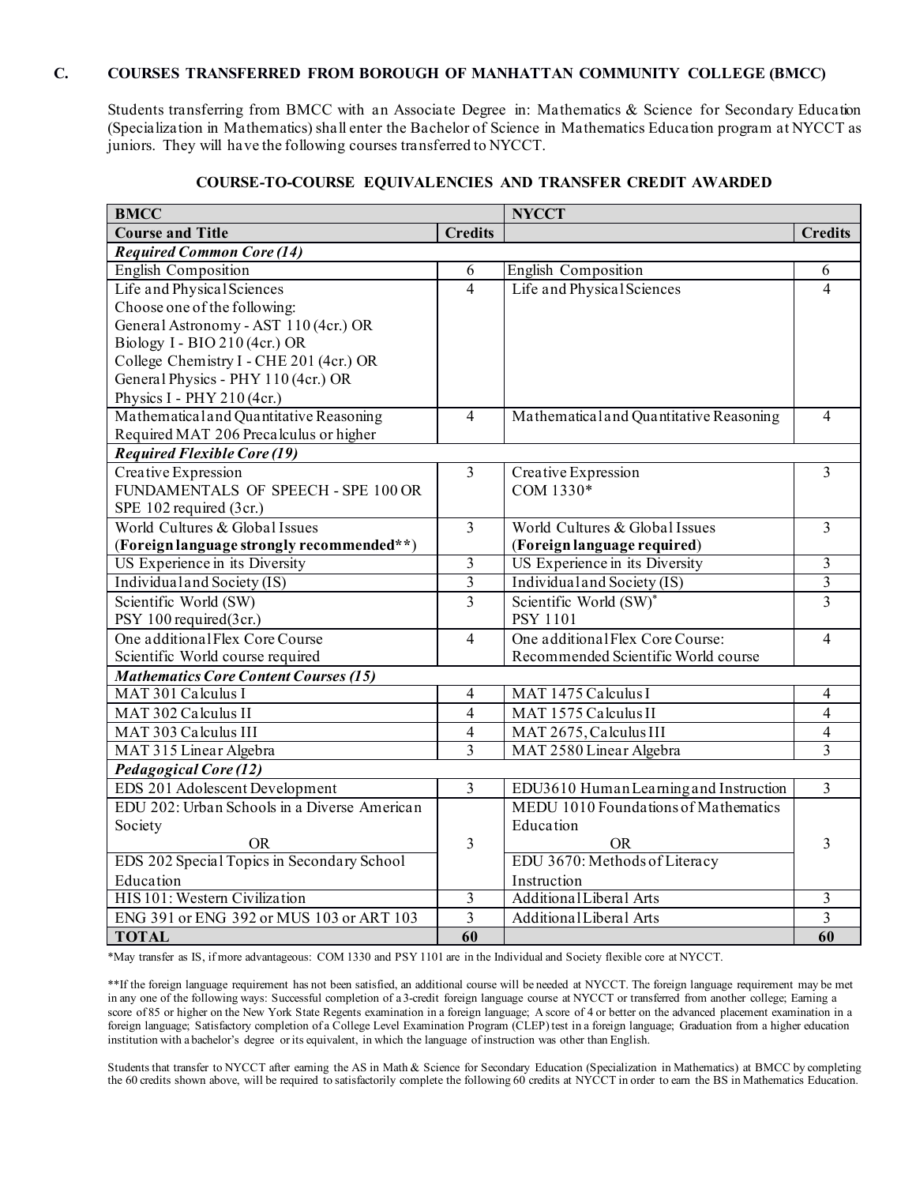## C. COURSES TRANSFERRED FROM BOROUGH OF MANHATTAN COMMUNITY COLLEGE (BMCC)

Students transferring from BMCC with an Associate Degree in: Mathematics & Science for Secondary Education (Specialization in Mathematics) shall enter the Bachelor of Science in Mathematics Education program at NYCCT as juniors. They will have the following courses transferred to NYCCT.

### COURSE-TO-COURSE EQUIVALENCIES AND TRANSFER CREDIT AWARDED

| **BMCC** | | **NYCCT** | |
|---|---|---|---|
| **Course and Title** | **Credits** | | **Credits** |
| ***Required Common Core (14)*** | | | |
| English Composition | 6 | English Composition | 6 |
| Life and Physical Sciences<br>Choose one of the following:<br>General Astronomy - AST 110 (4cr.) OR<br>Biology I - BIO 210 (4cr.) OR<br>College Chemistry I - CHE 201 (4cr.) OR<br>General Physics - PHY 110 (4cr.) OR<br>Physics I - PHY 210 (4cr.) | 4 | Life and Physical Sciences | 4 |
| Mathematical and Quantitative Reasoning<br>Required MAT 206 Precalculus or higher | 4 | Mathematical and Quantitative Reasoning | 4 |
| ***Required Flexible Core (19)*** | | | |
| Creative Expression<br>FUNDAMENTALS OF SPEECH - SPE 100 OR SPE 102 required (3cr.) | 3 | Creative Expression<br>COM 1330* | 3 |
| World Cultures & Global Issues<br>(**Foreign language strongly recommended****) | 3 | World Cultures & Global Issues<br>(**Foreign language required**) | 3 |
| US Experience in its Diversity | 3 | US Experience in its Diversity | 3 |
| Individual and Society (IS) | 3 | Individual and Society (IS) | 3 |
| Scientific World (SW)<br>PSY 100 required(3cr.) | 3 | Scientific World (SW)*<br>PSY 1101 | 3 |
| One additional Flex Core Course<br>Scientific World course required | 4 | One additional Flex Core Course:<br>Recommended Scientific World course | 4 |
| ***Mathematics Core Content Courses (15)*** | | | |
| MAT 301 Calculus I | 4 | MAT 1475 Calculus I | 4 |
| MAT 302 Calculus II | 4 | MAT 1575 Calculus II | 4 |
| MAT 303 Calculus III | 4 | MAT 2675, Calculus III | 4 |
| MAT 315 Linear Algebra | 3 | MAT 2580 Linear Algebra | 3 |
| ***Pedagogical Core (12)*** | | | |
| EDS 201 Adolescent Development | 3 | EDU3610 Human Learning and Instruction | 3 |
| EDU 202: Urban Schools in a Diverse American Society<br>OR<br>EDS 202 Special Topics in Secondary School Education | 3 | MEDU 1010 Foundations of Mathematics Education<br>OR<br>EDU 3670: Methods of Literacy Instruction | 3 |
| HIS 101: Western Civilization | 3 | Additional Liberal Arts | 3 |
| ENG 391 or ENG 392 or MUS 103 or ART 103 | 3 | Additional Liberal Arts | 3 |
| **TOTAL** | **60** | | **60** |

*May transfer as IS, if more advantageous: COM 1330 and PSY 1101 are in the Individual and Society flexible core at NYCCT.

**If the foreign language requirement has not been satisfied, an additional course will be needed at NYCCT. The foreign language requirement may be met in any one of the following ways: Successful completion of a 3-credit foreign language course at NYCCT or transferred from another college; Earning a score of 85 or higher on the New York State Regents examination in a foreign language; A score of 4 or better on the advanced placement examination in a foreign language; Satisfactory completion of a College Level Examination Program (CLEP) test in a foreign language; Graduation from a higher education institution with a bachelor's degree or its equivalent, in which the language of instruction was other than English.

Students that transfer to NYCCT after earning the AS in Math & Science for Secondary Education (Specialization in Mathematics) at BMCC by completing the 60 credits shown above, will be required to satisfactorily complete the following 60 credits at NYCCT in order to earn the BS in Mathematics Education.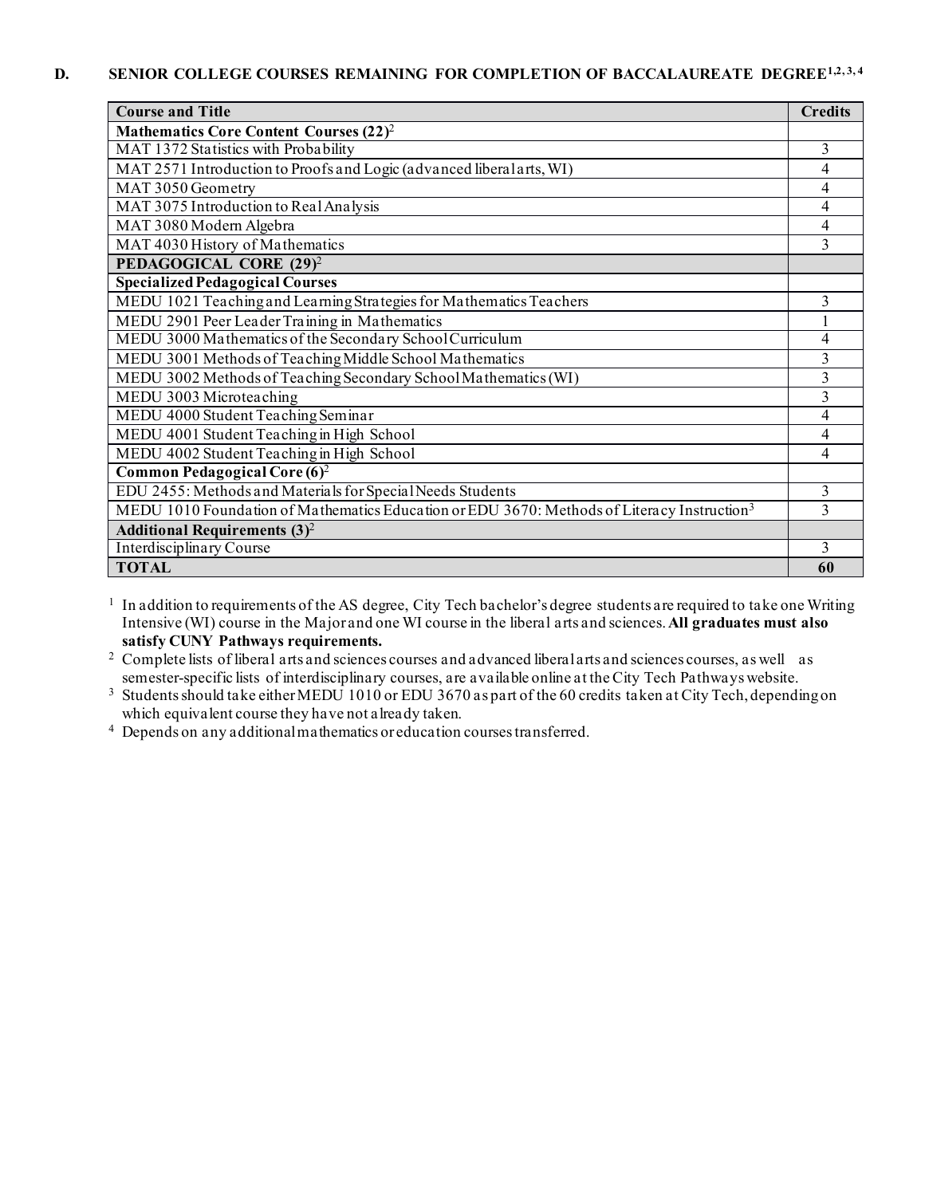## D. SENIOR COLLEGE COURSES REMAINING FOR COMPLETION OF BACCALAUREATE DEGREE[1,2,3,4]

| Course and Title | Credits |
| --- | --- |
| **Mathematics Core Content Courses (22)**[2] | |
| MAT 1372 Statistics with Probability | 3 |
| MAT 2571 Introduction to Proofs and Logic (advanced liberal arts, WI) | 4 |
| MAT 3050 Geometry | 4 |
| MAT 3075 Introduction to Real Analysis | 4 |
| MAT 3080 Modern Algebra | 4 |
| MAT 4030 History of Mathematics | 3 |
| **PEDAGOGICAL CORE (29)**[2] | |
| **Specialized Pedagogical Courses** | |
| MEDU 1021 Teaching and Learning Strategies for Mathematics Teachers | 3 |
| MEDU 2901 Peer Leader Training in Mathematics | 1 |
| MEDU 3000 Mathematics of the Secondary School Curriculum | 4 |
| MEDU 3001 Methods of Teaching Middle School Mathematics | 3 |
| MEDU 3002 Methods of Teaching Secondary School Mathematics (WI) | 3 |
| MEDU 3003 Microteaching | 3 |
| MEDU 4000 Student Teaching Seminar | 4 |
| MEDU 4001 Student Teaching in High School | 4 |
| MEDU 4002 Student Teaching in High School | 4 |
| **Common Pedagogical Core (6)**[2] | |
| EDU 2455: Methods and Materials for Special Needs Students | 3 |
| MEDU 1010 Foundation of Mathematics Education or EDU 3670: Methods of Literacy Instruction[3] | 3 |
| **Additional Requirements (3)**[2] | |
| Interdisciplinary Course | 3 |
| **TOTAL** | **60** |

[1] In addition to requirements of the AS degree, City Tech bachelor's degree students are required to take one Writing Intensive (WI) course in the Major and one WI course in the liberal arts and sciences. **All graduates must also satisfy CUNY Pathways requirements.**

[2] Complete lists of liberal arts and sciences courses and advanced liberal arts and sciences courses, as well as semester-specific lists of interdisciplinary courses, are available online at the City Tech Pathways website.

[3] Students should take either MEDU 1010 or EDU 3670 as part of the 60 credits taken at City Tech, depending on which equivalent course they have not already taken.

[4] Depends on any additional mathematics or education courses transferred.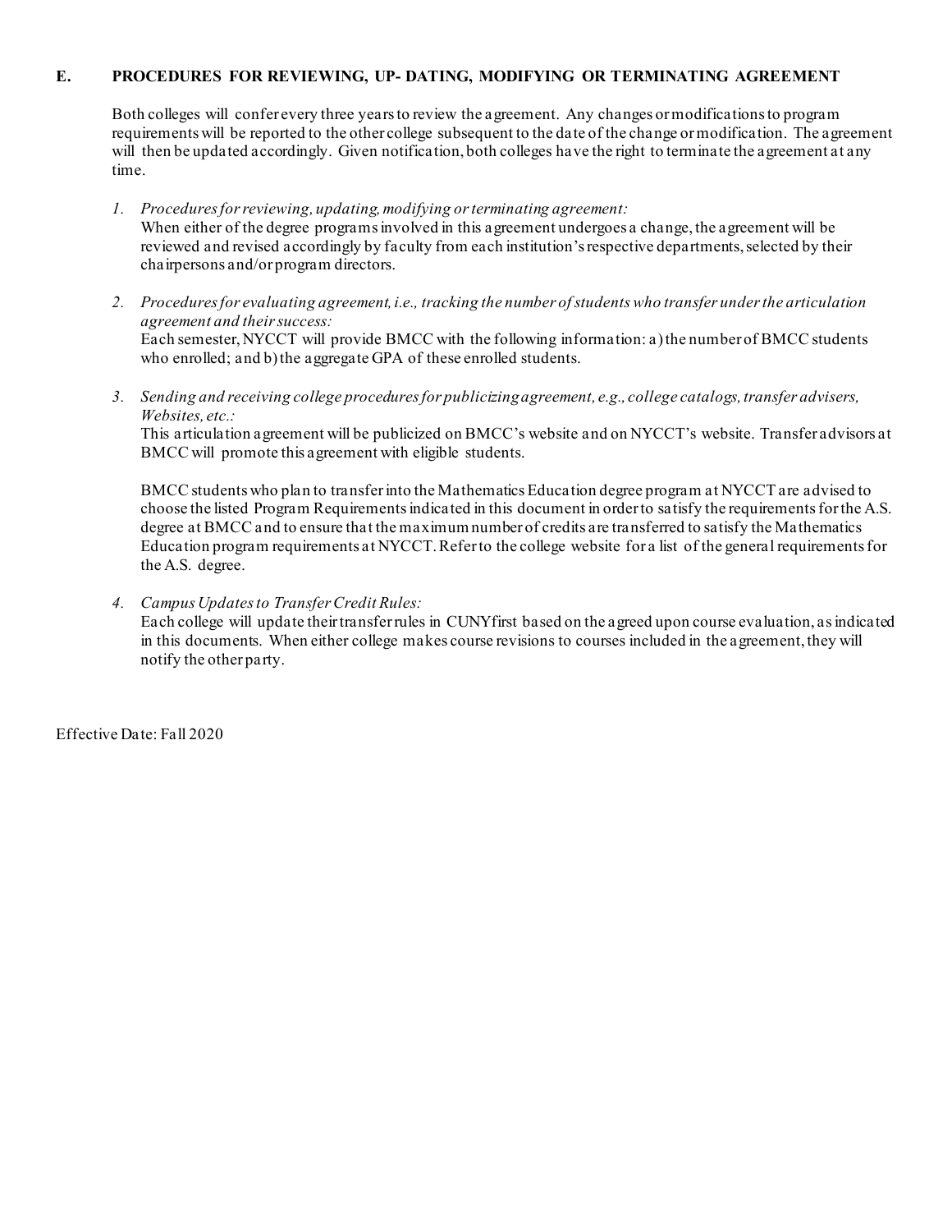## E. PROCEDURES FOR REVIEWING, UP- DATING, MODIFYING OR TERMINATING AGREEMENT

Both colleges will confer every three years to review the agreement. Any changes or modifications to program requirements will be reported to the other college subsequent to the date of the change or modification. The agreement will then be updated accordingly. Given notification, both colleges have the right to terminate the agreement at any time.

1. *Procedures for reviewing, updating, modifying or terminating agreement:*
   When either of the degree programs involved in this agreement undergoes a change, the agreement will be reviewed and revised accordingly by faculty from each institution's respective departments, selected by their chairpersons and/or program directors.

2. *Procedures for evaluating agreement, i.e., tracking the number of students who transfer under the articulation agreement and their success:*
   Each semester, NYCCT will provide BMCC with the following information: a) the number of BMCC students who enrolled; and b) the aggregate GPA of these enrolled students.

3. *Sending and receiving college procedures for publicizing agreement, e.g., college catalogs, transfer advisers, Websites, etc.:*
   This articulation agreement will be publicized on BMCC's website and on NYCCT's website. Transfer advisors at BMCC will promote this agreement with eligible students.

   BMCC students who plan to transfer into the Mathematics Education degree program at NYCCT are advised to choose the listed Program Requirements indicated in this document in order to satisfy the requirements for the A.S. degree at BMCC and to ensure that the maximum number of credits are transferred to satisfy the Mathematics Education program requirements at NYCCT. Refer to the college website for a list of the general requirements for the A.S. degree.

4. *Campus Updates to Transfer Credit Rules:*
   Each college will update their transfer rules in CUNYfirst based on the agreed upon course evaluation, as indicated in this documents. When either college makes course revisions to courses included in the agreement, they will notify the other party.

Effective Date: Fall 2020